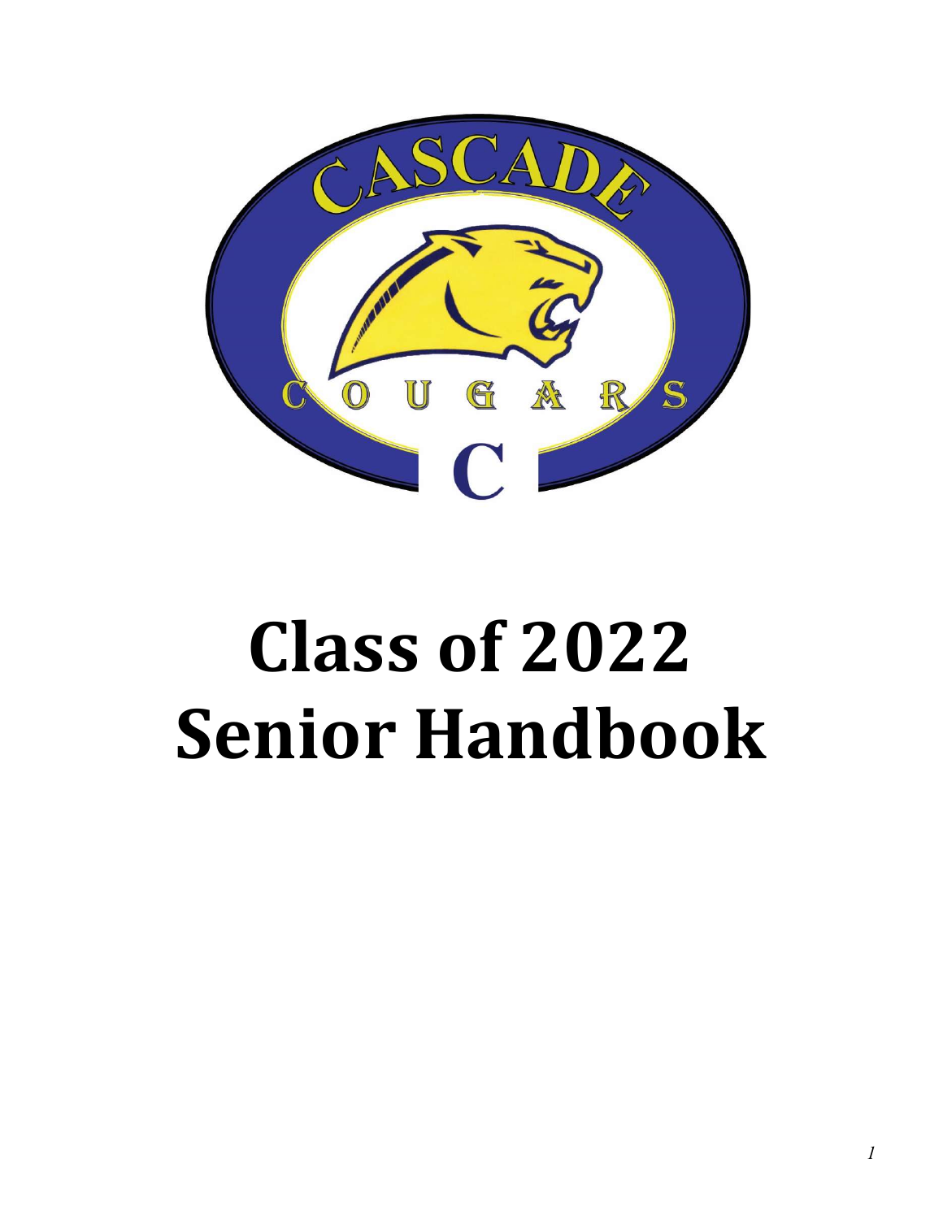# Class of 2022
# Senior Handbook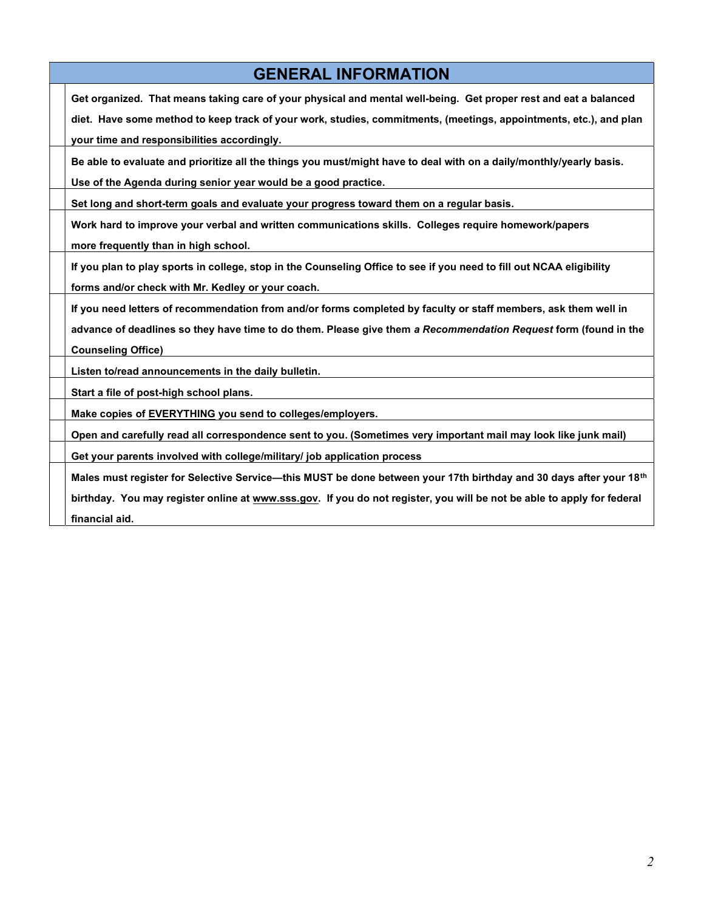| | GENERAL INFORMATION |
|---|---|
| | **Get organized. That means taking care of your physical and mental well-being. Get proper rest and eat a balanced diet. Have some method to keep track of your work, studies, commitments, (meetings, appointments, etc.), and plan your time and responsibilities accordingly.** |
| | **Be able to evaluate and prioritize all the things you must/might have to deal with on a daily/monthly/yearly basis. Use of the Agenda during senior year would be a good practice.** |
| | **Set long and short-term goals and evaluate your progress toward them on a regular basis.** |
| | **Work hard to improve your verbal and written communications skills. Colleges require homework/papers more frequently than in high school.** |
| | **If you plan to play sports in college, stop in the Counseling Office to see if you need to fill out NCAA eligibility forms and/or check with Mr. Kedley or your coach.** |
| | **If you need letters of recommendation from and/or forms completed by faculty or staff members, ask them well in advance of deadlines so they have time to do them. Please give them *a Recommendation Request* form (found in the Counseling Office)** |
| | **Listen to/read announcements in the daily bulletin.** |
| | **Start a file of post-high school plans.** |
| | **Make copies of <u>EVERYTHING</u> you send to colleges/employers.** |
| | **Open and carefully read all correspondence sent to you. (Sometimes very important mail may look like junk mail)** |
| | **Get your parents involved with college/military/ job application process** |
| | **Males must register for Selective Service—this MUST be done between your 17th birthday and 30 days after your 18th birthday. You may register online at <u>www.sss.gov</u>. If you do not register, you will be not be able to apply for federal financial aid.** |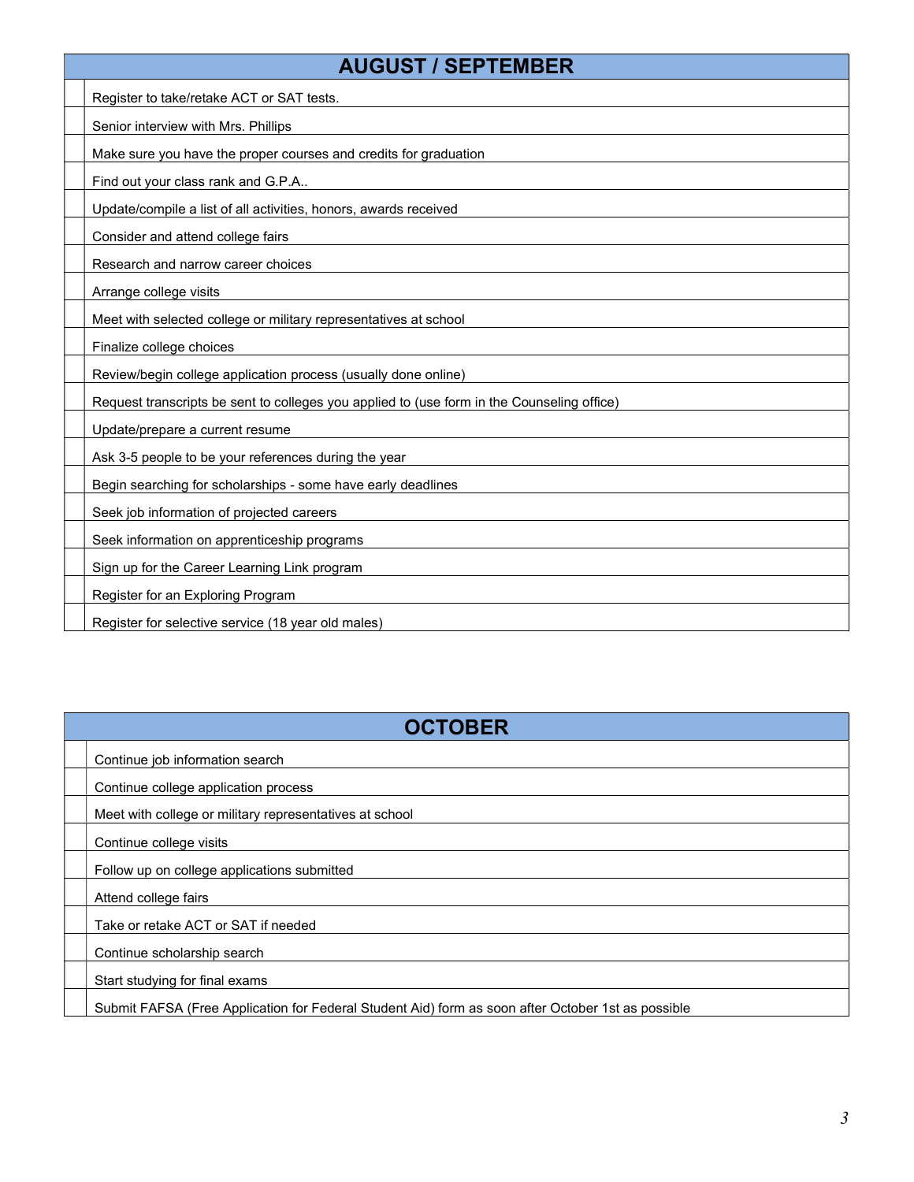| | AUGUST / SEPTEMBER |
|---|---|
| | Register to take/retake ACT or SAT tests. |
| | Senior interview with Mrs. Phillips |
| | Make sure you have the proper courses and credits for graduation |
| | Find out your class rank and G.P.A.. |
| | Update/compile a list of all activities, honors, awards received |
| | Consider and attend college fairs |
| | Research and narrow career choices |
| | Arrange college visits |
| | Meet with selected college or military representatives at school |
| | Finalize college choices |
| | Review/begin college application process (usually done online) |
| | Request transcripts be sent to colleges you applied to (use form in the Counseling office) |
| | Update/prepare a current resume |
| | Ask 3-5 people to be your references during the year |
| | Begin searching for scholarships - some have early deadlines |
| | Seek job information of projected careers |
| | Seek information on apprenticeship programs |
| | Sign up for the Career Learning Link program |
| | Register for an Exploring Program |
| | Register for selective service (18 year old males) |

| | OCTOBER |
|---|---|
| | Continue job information search |
| | Continue college application process |
| | Meet with college or military representatives at school |
| | Continue college visits |
| | Follow up on college applications submitted |
| | Attend college fairs |
| | Take or retake ACT or SAT if needed |
| | Continue scholarship search |
| | Start studying for final exams |
| | Submit FAFSA (Free Application for Federal Student Aid) form as soon after October 1st as possible |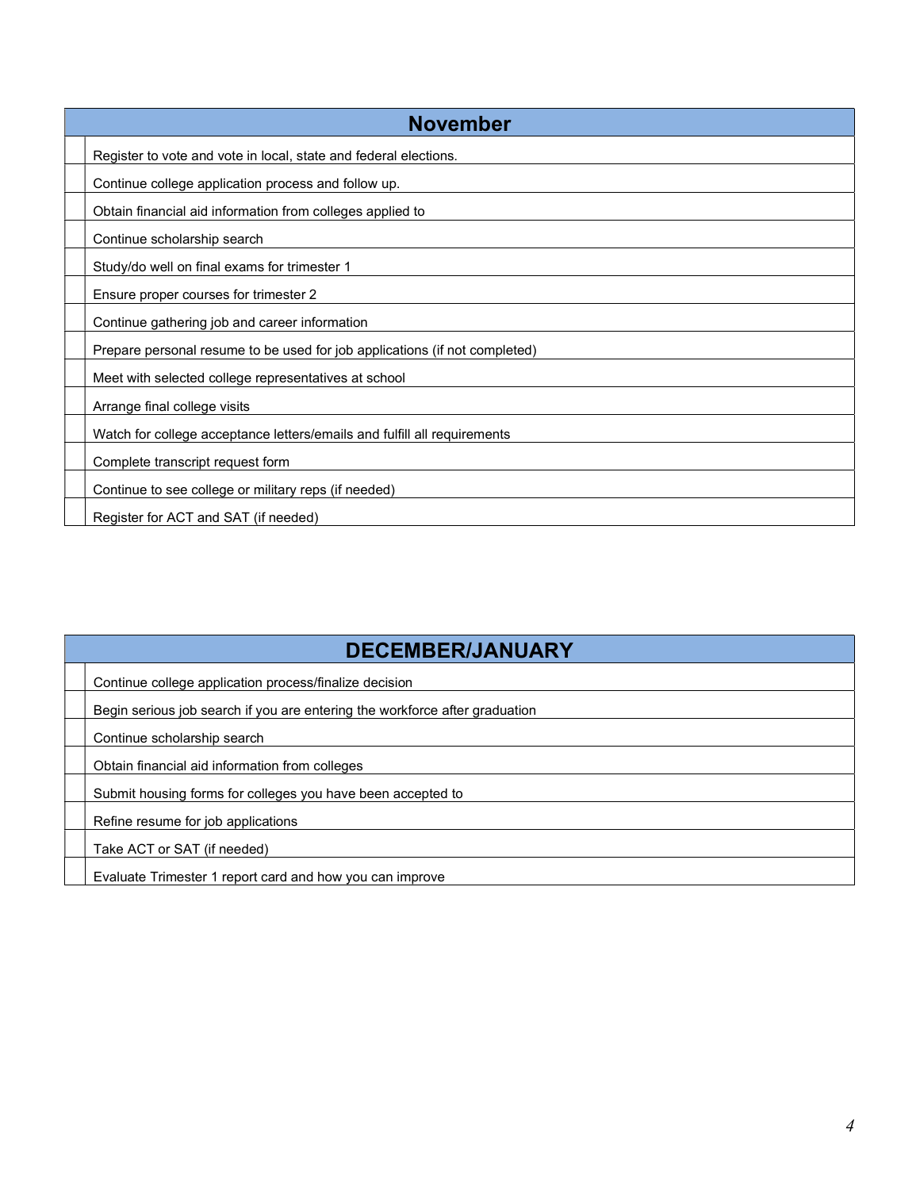| | November |
|---|---|
| | Register to vote and vote in local, state and federal elections. |
| | Continue college application process and follow up. |
| | Obtain financial aid information from colleges applied to |
| | Continue scholarship search |
| | Study/do well on final exams for trimester 1 |
| | Ensure proper courses for trimester 2 |
| | Continue gathering job and career information |
| | Prepare personal resume to be used for job applications (if not completed) |
| | Meet with selected college representatives at school |
| | Arrange final college visits |
| | Watch for college acceptance letters/emails and fulfill all requirements |
| | Complete transcript request form |
| | Continue to see college or military reps (if needed) |
| | Register for ACT and SAT (if needed) |

| | DECEMBER/JANUARY |
|---|---|
| | Continue college application process/finalize decision |
| | Begin serious job search if you are entering the workforce after graduation |
| | Continue scholarship search |
| | Obtain financial aid information from colleges |
| | Submit housing forms for colleges you have been accepted to |
| | Refine resume for job applications |
| | Take ACT or SAT (if needed) |
| | Evaluate Trimester 1 report card and how you can improve |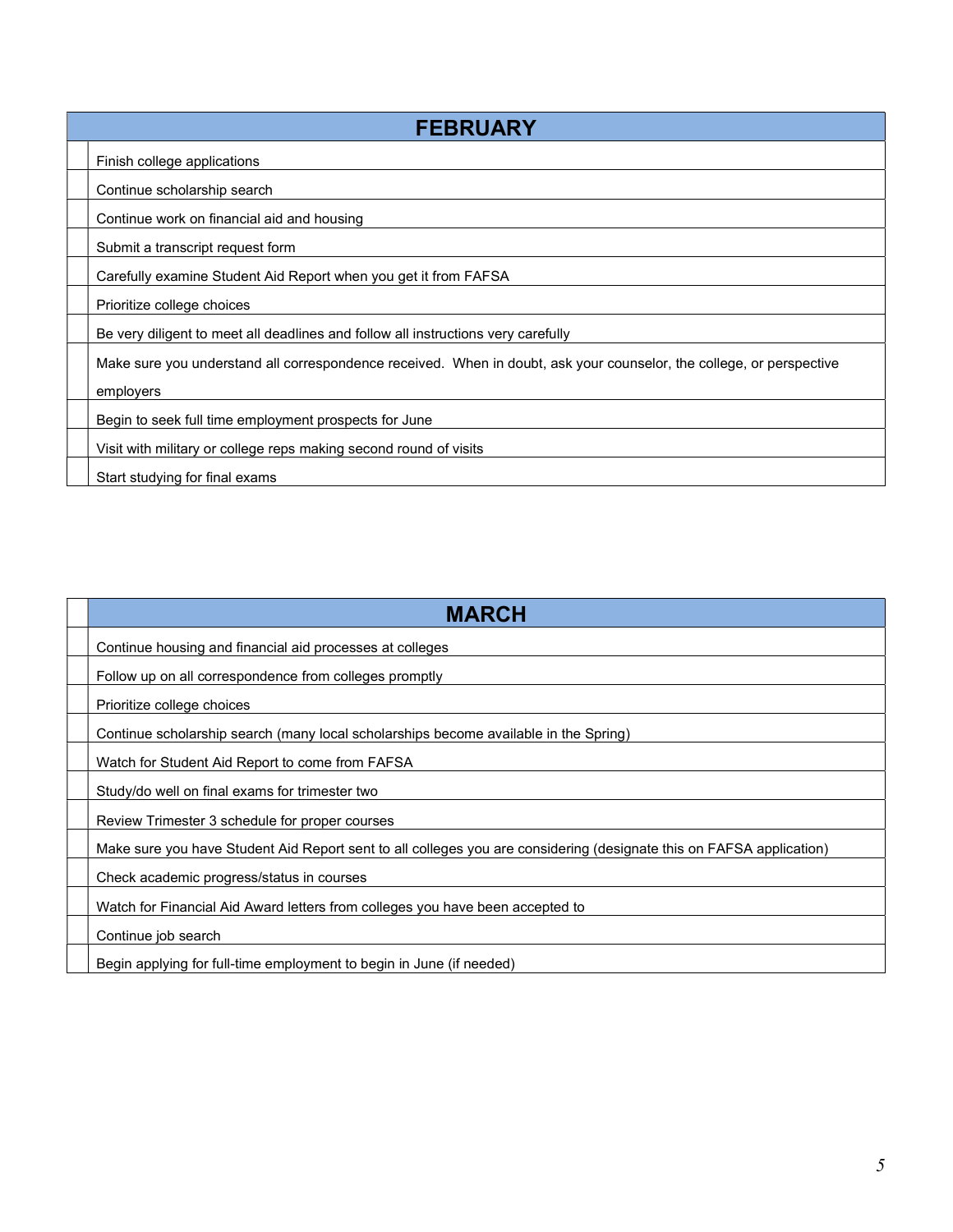| | FEBRUARY |
|---|---|
| | Finish college applications |
| | Continue scholarship search |
| | Continue work on financial aid and housing |
| | Submit a transcript request form |
| | Carefully examine Student Aid Report when you get it from FAFSA |
| | Prioritize college choices |
| | Be very diligent to meet all deadlines and follow all instructions very carefully |
| | Make sure you understand all correspondence received. When in doubt, ask your counselor, the college, or perspective employers |
| | Begin to seek full time employment prospects for June |
| | Visit with military or college reps making second round of visits |
| | Start studying for final exams |

| | MARCH |
|---|---|
| | Continue housing and financial aid processes at colleges |
| | Follow up on all correspondence from colleges promptly |
| | Prioritize college choices |
| | Continue scholarship search (many local scholarships become available in the Spring) |
| | Watch for Student Aid Report to come from FAFSA |
| | Study/do well on final exams for trimester two |
| | Review Trimester 3 schedule for proper courses |
| | Make sure you have Student Aid Report sent to all colleges you are considering (designate this on FAFSA application) |
| | Check academic progress/status in courses |
| | Watch for Financial Aid Award letters from colleges you have been accepted to |
| | Continue job search |
| | Begin applying for full-time employment to begin in June (if needed) |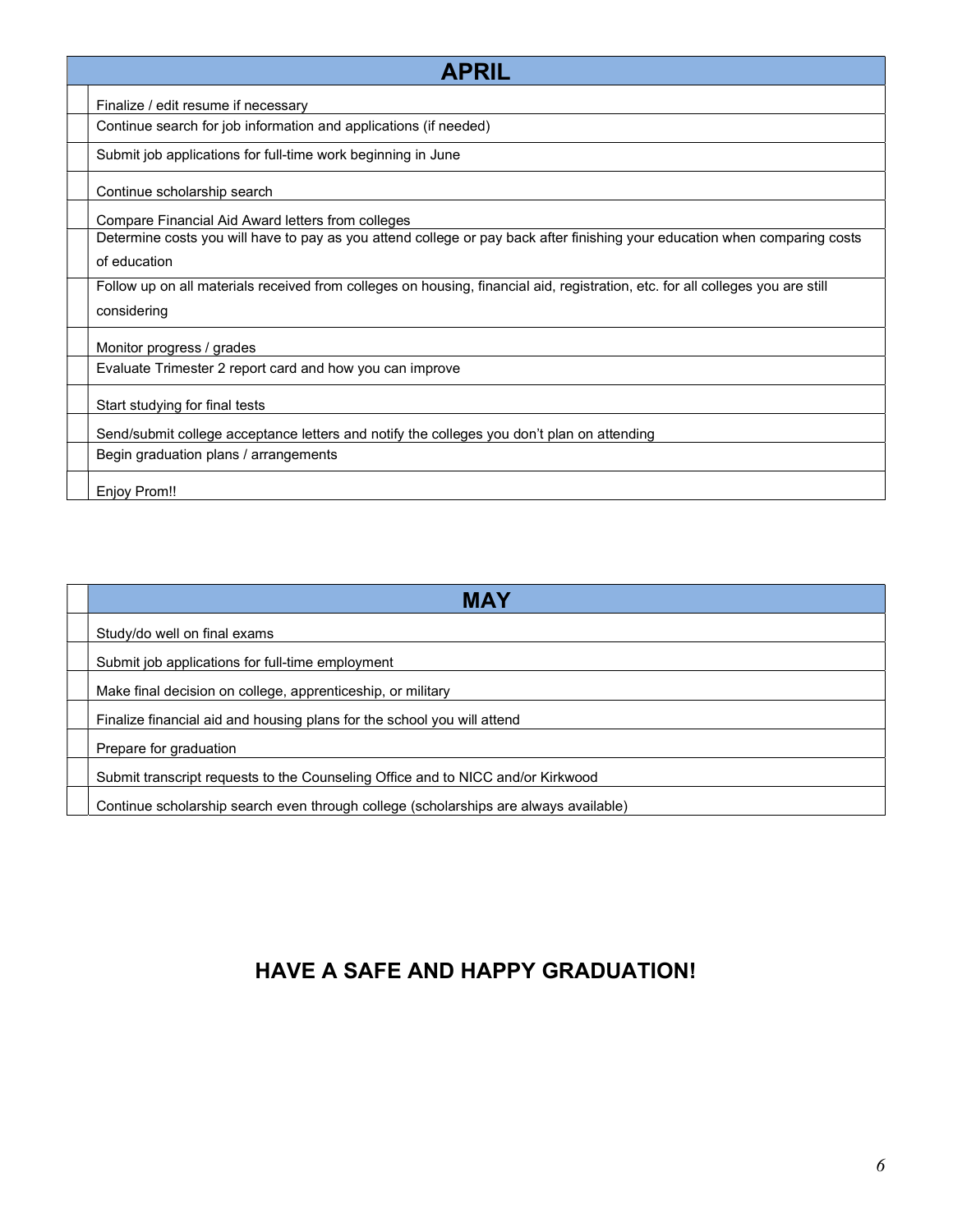| | APRIL |
|---|---|
| | Finalize / edit resume if necessary |
| | Continue search for job information and applications (if needed) |
| | Submit job applications for full-time work beginning in June |
| | Continue scholarship search |
| | Compare Financial Aid Award letters from colleges |
| | Determine costs you will have to pay as you attend college or pay back after finishing your education when comparing costs of education |
| | Follow up on all materials received from colleges on housing, financial aid, registration, etc. for all colleges you are still considering |
| | Monitor progress / grades |
| | Evaluate Trimester 2 report card and how you can improve |
| | Start studying for final tests |
| | Send/submit college acceptance letters and notify the colleges you don't plan on attending |
| | Begin graduation plans / arrangements |
| | Enjoy Prom!! |

| | MAY |
|---|---|
| | Study/do well on final exams |
| | Submit job applications for full-time employment |
| | Make final decision on college, apprenticeship, or military |
| | Finalize financial aid and housing plans for the school you will attend |
| | Prepare for graduation |
| | Submit transcript requests to the Counseling Office and to NICC and/or Kirkwood |
| | Continue scholarship search even through college (scholarships are always available) |

## HAVE A SAFE AND HAPPY GRADUATION!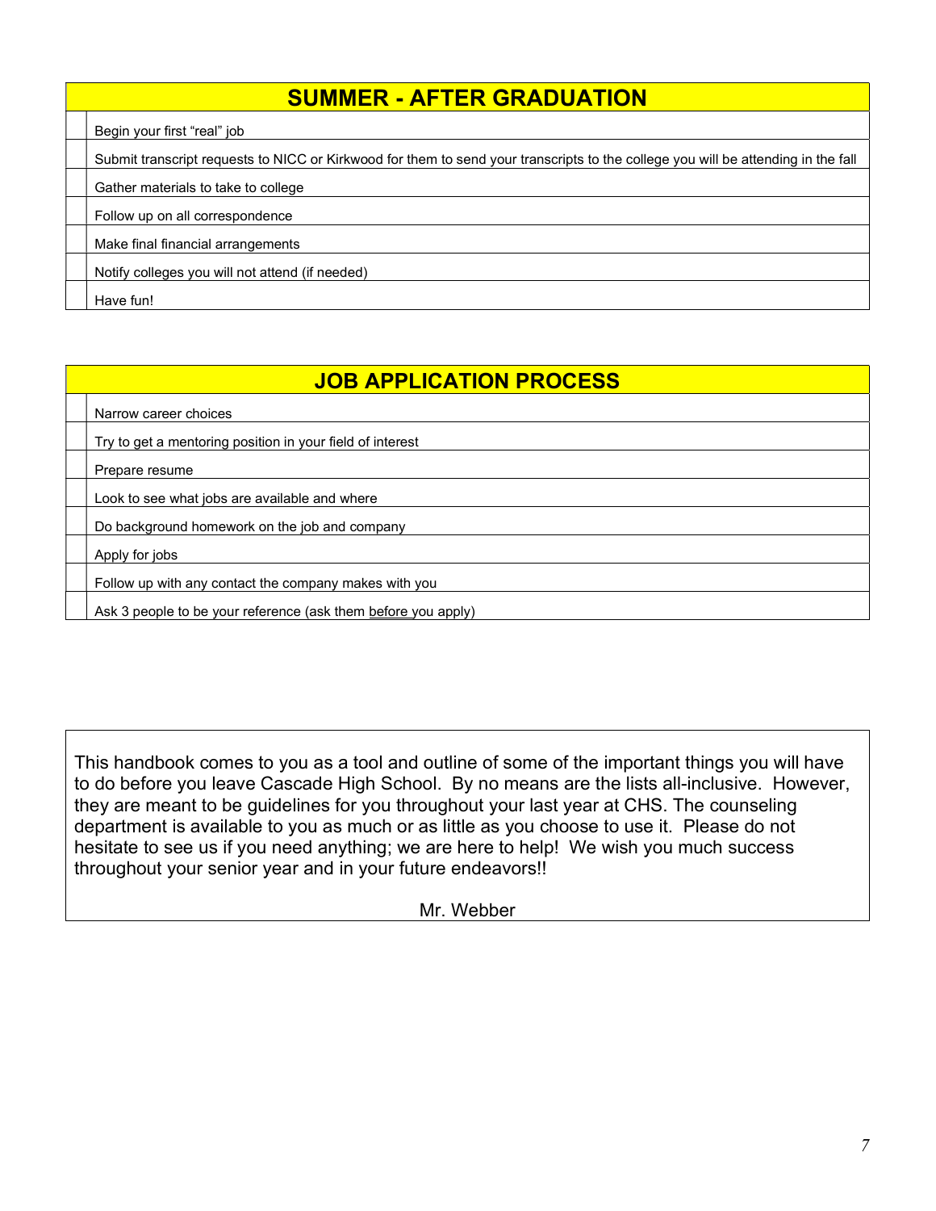| SUMMER - AFTER GRADUATION | |
|---|---|
| | Begin your first “real” job |
| | Submit transcript requests to NICC or Kirkwood for them to send your transcripts to the college you will be attending in the fall |
| | Gather materials to take to college |
| | Follow up on all correspondence |
| | Make final financial arrangements |
| | Notify colleges you will not attend (if needed) |
| | Have fun! |

| JOB APPLICATION PROCESS | |
|---|---|
| | Narrow career choices |
| | Try to get a mentoring position in your field of interest |
| | Prepare resume |
| | Look to see what jobs are available and where |
| | Do background homework on the job and company |
| | Apply for jobs |
| | Follow up with any contact the company makes with you |
| | Ask 3 people to be your reference (ask them before you apply) |

This handbook comes to you as a tool and outline of some of the important things you will have to do before you leave Cascade High School. By no means are the lists all-inclusive. However, they are meant to be guidelines for you throughout your last year at CHS. The counseling department is available to you as much or as little as you choose to use it. Please do not hesitate to see us if you need anything; we are here to help! We wish you much success throughout your senior year and in your future endeavors!!

Mr. Webber